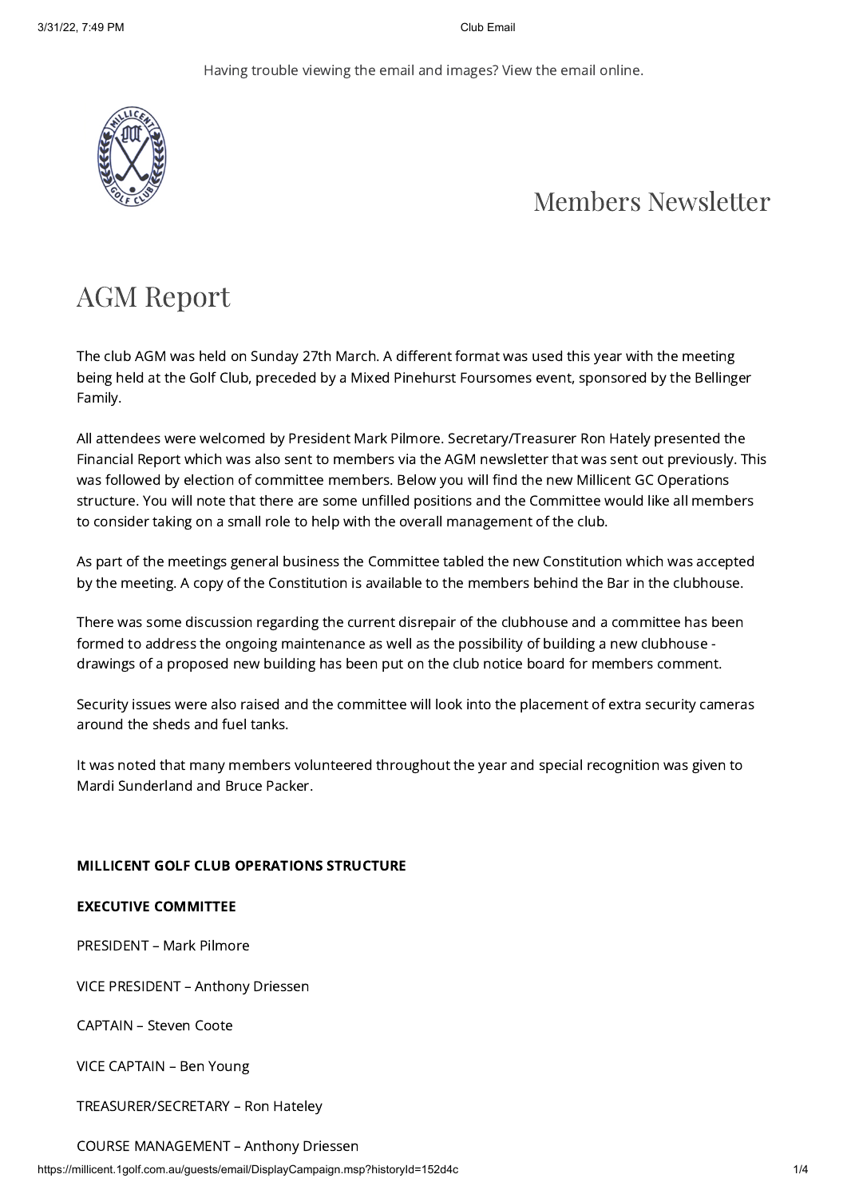Having trouble viewing the email and images? View the email online.

# Members Newsletter

## AGM Report

The club AGM was held on Sunday 27th March. A different format was used this year with the meeting being held at the Golf Club, preceded by a Mixed Pinehurst Foursomes event, sponsored by the Bellinger Family.

All attendees were welcomed by President Mark Pilmore. Secretary/Treasurer Ron Hately presented the Financial Report which was also sent to members via the AGM newsletter that was sent out previously. This was followed by election of committee members. Below you will find the new Millicent GC Operations structure. You will note that there are some unfilled positions and the Committee would like all members to consider taking on a small role to help with the overall management of the club.

As part of the meetings general business the Committee tabled the new Constitution which was accepted by the meeting. A copy of the Constitution is available to the members behind the Bar in the clubhouse.

There was some discussion regarding the current disrepair of the clubhouse and a committee has been formed to address the ongoing maintenance as well as the possibility of building a new clubhouse - drawings of a proposed new building has been put on the club notice board for members comment.

Security issues were also raised and the committee will look into the placement of extra security cameras around the sheds and fuel tanks.

It was noted that many members volunteered throughout the year and special recognition was given to Mardi Sunderland and Bruce Packer.

**MILLICENT GOLF CLUB OPERATIONS STRUCTURE**

**EXECUTIVE COMMITTEE**

PRESIDENT – Mark Pilmore

VICE PRESIDENT – Anthony Driessen

CAPTAIN – Steven Coote

VICE CAPTAIN – Ben Young

TREASURER/SECRETARY – Ron Hateley

COURSE MANAGEMENT – Anthony Driessen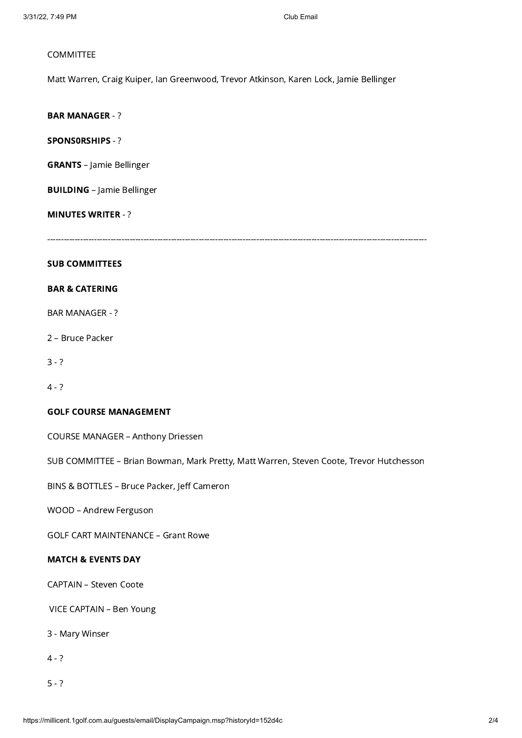COMMITTEE

Matt Warren, Craig Kuiper, Ian Greenwood, Trevor Atkinson, Karen Lock, Jamie Bellinger

**BAR MANAGER** - ?

**SPONS0RSHIPS** - ?

**GRANTS** – Jamie Bellinger

**BUILDING** – Jamie Bellinger

**MINUTES WRITER** - ?

---

**SUB COMMITTEES**

**BAR & CATERING**

BAR MANAGER - ?

2 – Bruce Packer

3 - ?

4 - ?

**GOLF COURSE MANAGEMENT**

COURSE MANAGER – Anthony Driessen

SUB COMMITTEE – Brian Bowman, Mark Pretty, Matt Warren, Steven Coote, Trevor Hutchesson

BINS & BOTTLES – Bruce Packer, Jeff Cameron

WOOD – Andrew Ferguson

GOLF CART MAINTENANCE – Grant Rowe

**MATCH & EVENTS DAY**

CAPTAIN – Steven Coote

VICE CAPTAIN – Ben Young

3 - Mary Winser

4 - ?

5 - ?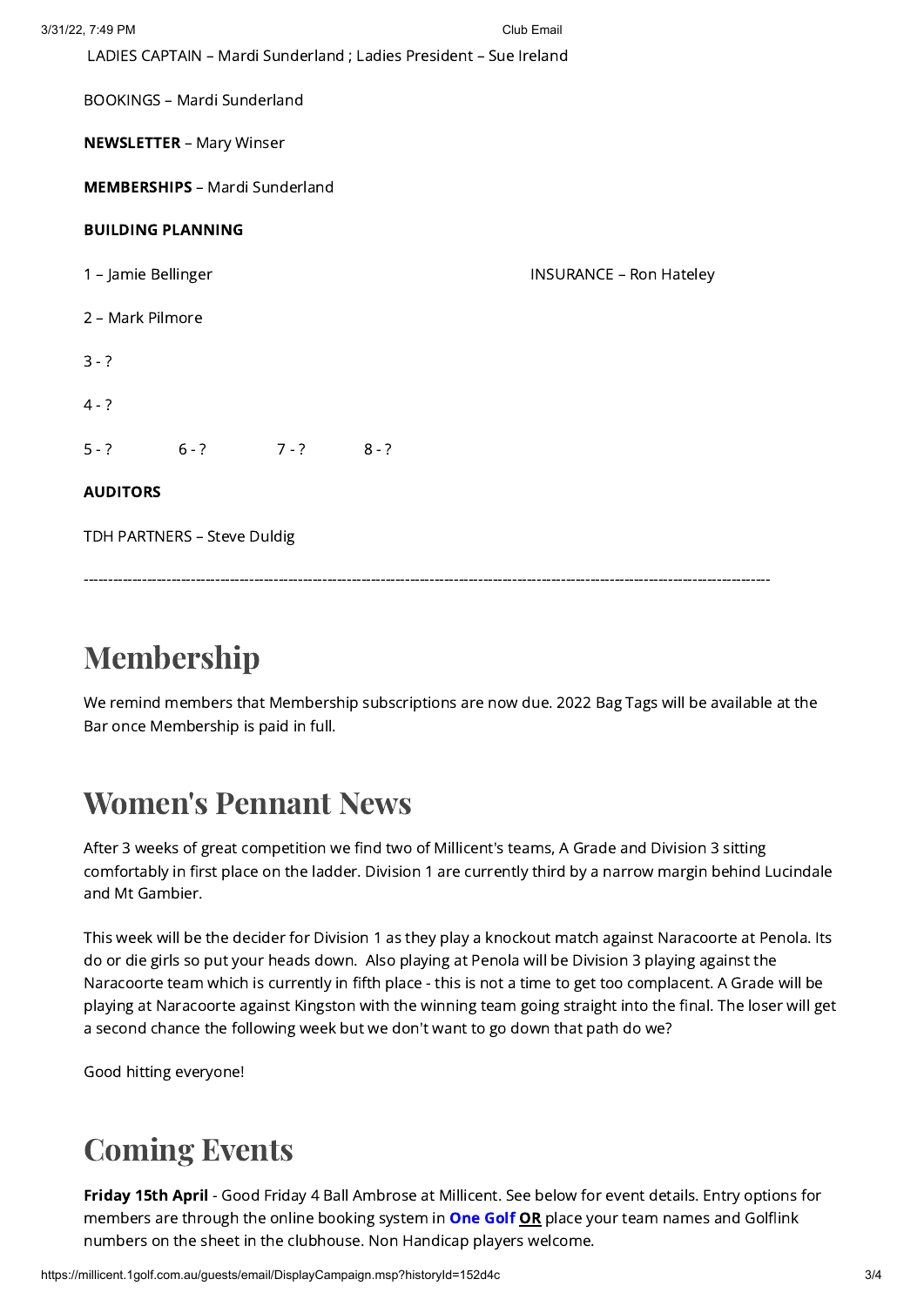LADIES CAPTAIN – Mardi Sunderland ; Ladies President – Sue Ireland

BOOKINGS – Mardi Sunderland

**NEWSLETTER** – Mary Winser

**MEMBERSHIPS** – Mardi Sunderland

**BUILDING PLANNING**

1 – Jamie Bellinger

INSURANCE – Ron Hateley

2 – Mark Pilmore

3 - ?

4 - ?

5 - ? 6 - ? 7 - ? 8 - ?

**AUDITORS**

TDH PARTNERS – Steve Duldig

---

# Membership

We remind members that Membership subscriptions are now due. 2022 Bag Tags will be available at the Bar once Membership is paid in full.

# Women's Pennant News

After 3 weeks of great competition we find two of Millicent's teams, A Grade and Division 3 sitting comfortably in first place on the ladder. Division 1 are currently third by a narrow margin behind Lucindale and Mt Gambier.

This week will be the decider for Division 1 as they play a knockout match against Naracoorte at Penola. Its do or die girls so put your heads down. Also playing at Penola will be Division 3 playing against the Naracoorte team which is currently in fifth place - this is not a time to get too complacent. A Grade will be playing at Naracoorte against Kingston with the winning team going straight into the final. The loser will get a second chance the following week but we don't want to go down that path do we?

Good hitting everyone!

# Coming Events

**Friday 15th April** - Good Friday 4 Ball Ambrose at Millicent. See below for event details. Entry options for members are through the online booking system in **One Golf** **OR** place your team names and Golflink numbers on the sheet in the clubhouse. Non Handicap players welcome.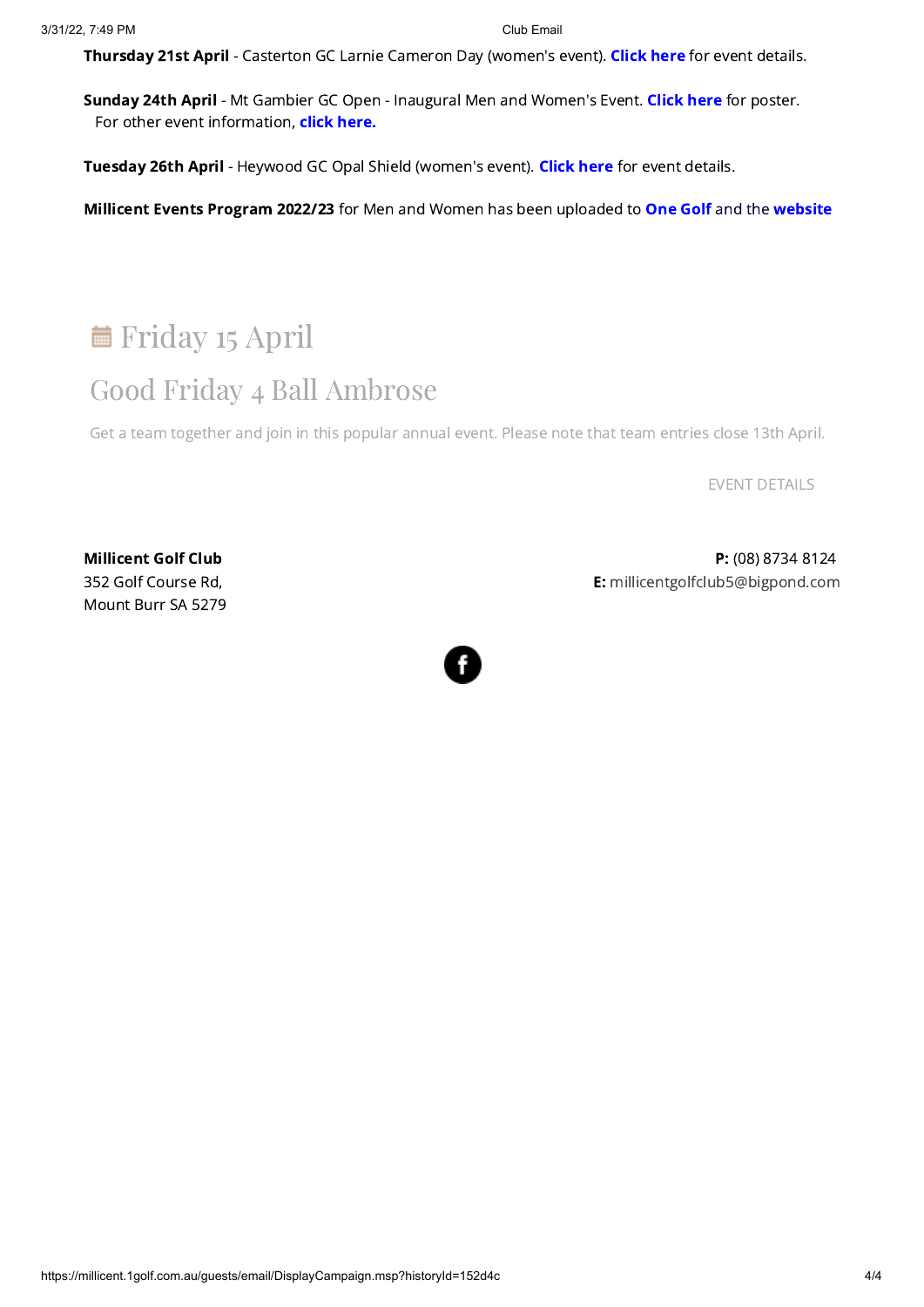**Thursday 21st April** - Casterton GC Larnie Cameron Day (women's event). **Click here** for event details.

**Sunday 24th April** - Mt Gambier GC Open - Inaugural Men and Women's Event. **Click here** for poster. For other event information, **click here.**

**Tuesday 26th April** - Heywood GC Opal Shield (women's event). **Click here** for event details.

**Millicent Events Program 2022/23** for Men and Women has been uploaded to **One Golf** and the **website**

## Friday 15 April

## Good Friday 4 Ball Ambrose

Get a team together and join in this popular annual event. Please note that team entries close 13th April.

EVENT DETAILS

**Millicent Golf Club**
352 Golf Course Rd,
Mount Burr SA 5279

**P:** (08) 8734 8124
**E:** millicentgolfclub5@bigpond.com